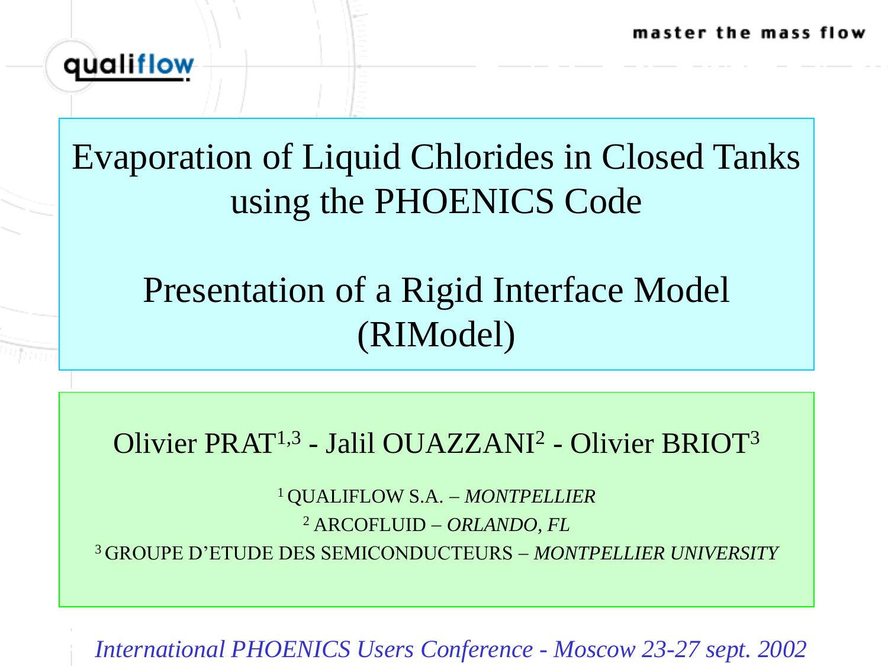qualiflow

master the mass flow

# Evaporation of Liquid Chlorides in Closed Tanks using the PHOENICS Code

# Presentation of a Rigid Interface Model (RIModel)

Olivier PRAT[1,3] - Jalil OUAZZANI[2] - Olivier BRIOT[3]

[1] QUALIFLOW S.A. – *MONTPELLIER*

[2] ARCOFLUID – *ORLANDO, FL*

[3] GROUPE D'ETUDE DES SEMICONDUCTEURS – *MONTPELLIER UNIVERSITY*

*International PHOENICS Users Conference - Moscow 23-27 sept. 2002*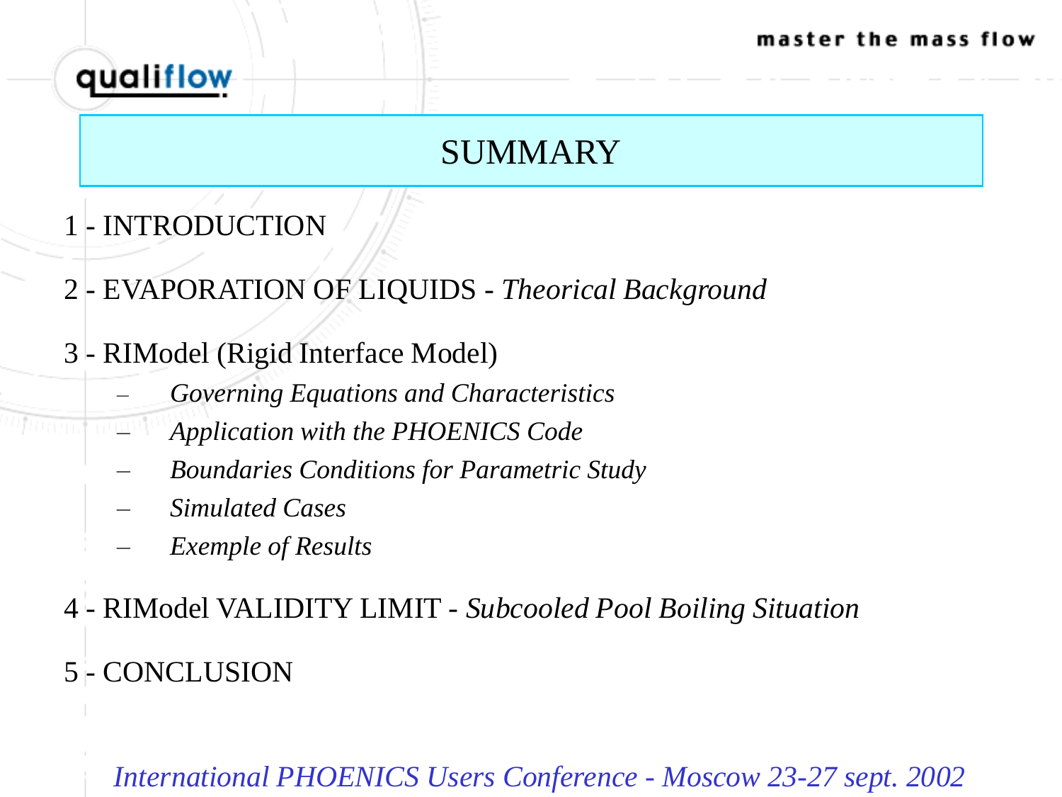# SUMMARY

1 - INTRODUCTION

2 - EVAPORATION OF LIQUIDS - *Theorical Background*

3 - RIModel (Rigid Interface Model)

- *Governing Equations and Characteristics*
- *Application with the PHOENICS Code*
- *Boundaries Conditions for Parametric Study*
- *Simulated Cases*
- *Exemple of Results*

4 - RIModel VALIDITY LIMIT - *Subcooled Pool Boiling Situation*

5 - CONCLUSION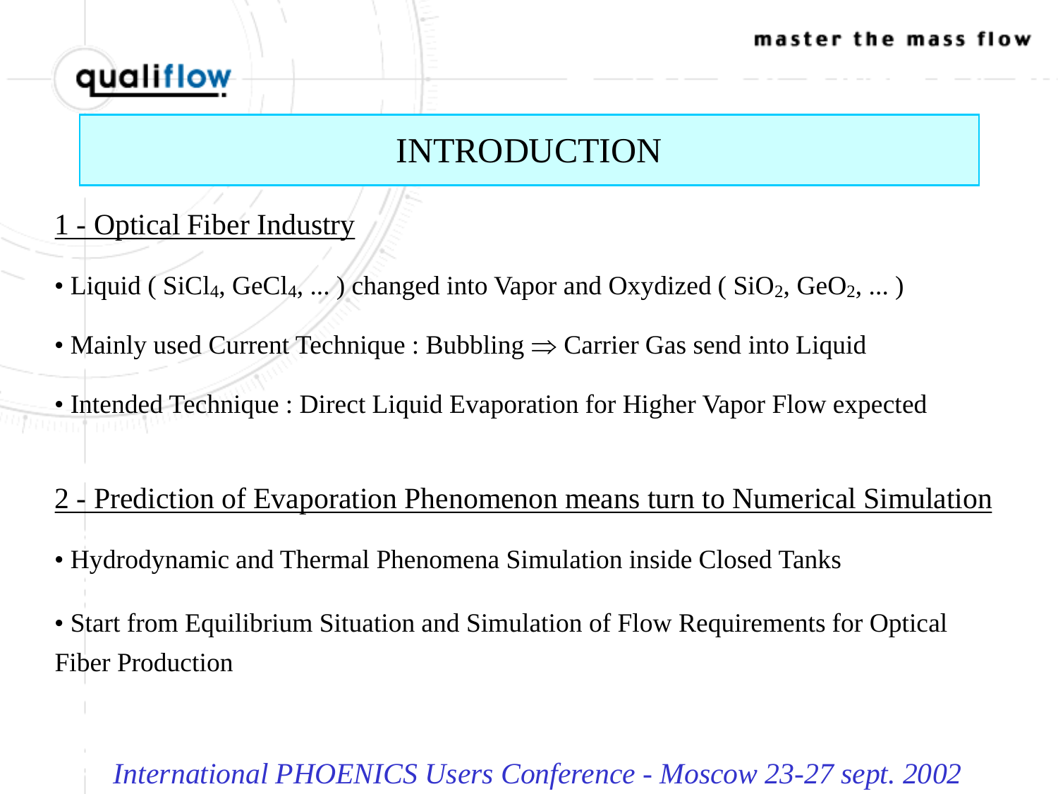# INTRODUCTION

## 1 - Optical Fiber Industry

- Liquid ( $SiCl_4$, $GeCl_4$, ... ) changed into Vapor and Oxydized ( $SiO_2$, $GeO_2$, ... )
- Mainly used Current Technique : Bubbling $\Rightarrow$ Carrier Gas send into Liquid
- Intended Technique : Direct Liquid Evaporation for Higher Vapor Flow expected

## 2 - Prediction of Evaporation Phenomenon means turn to Numerical Simulation

- Hydrodynamic and Thermal Phenomena Simulation inside Closed Tanks
- Start from Equilibrium Situation and Simulation of Flow Requirements for Optical Fiber Production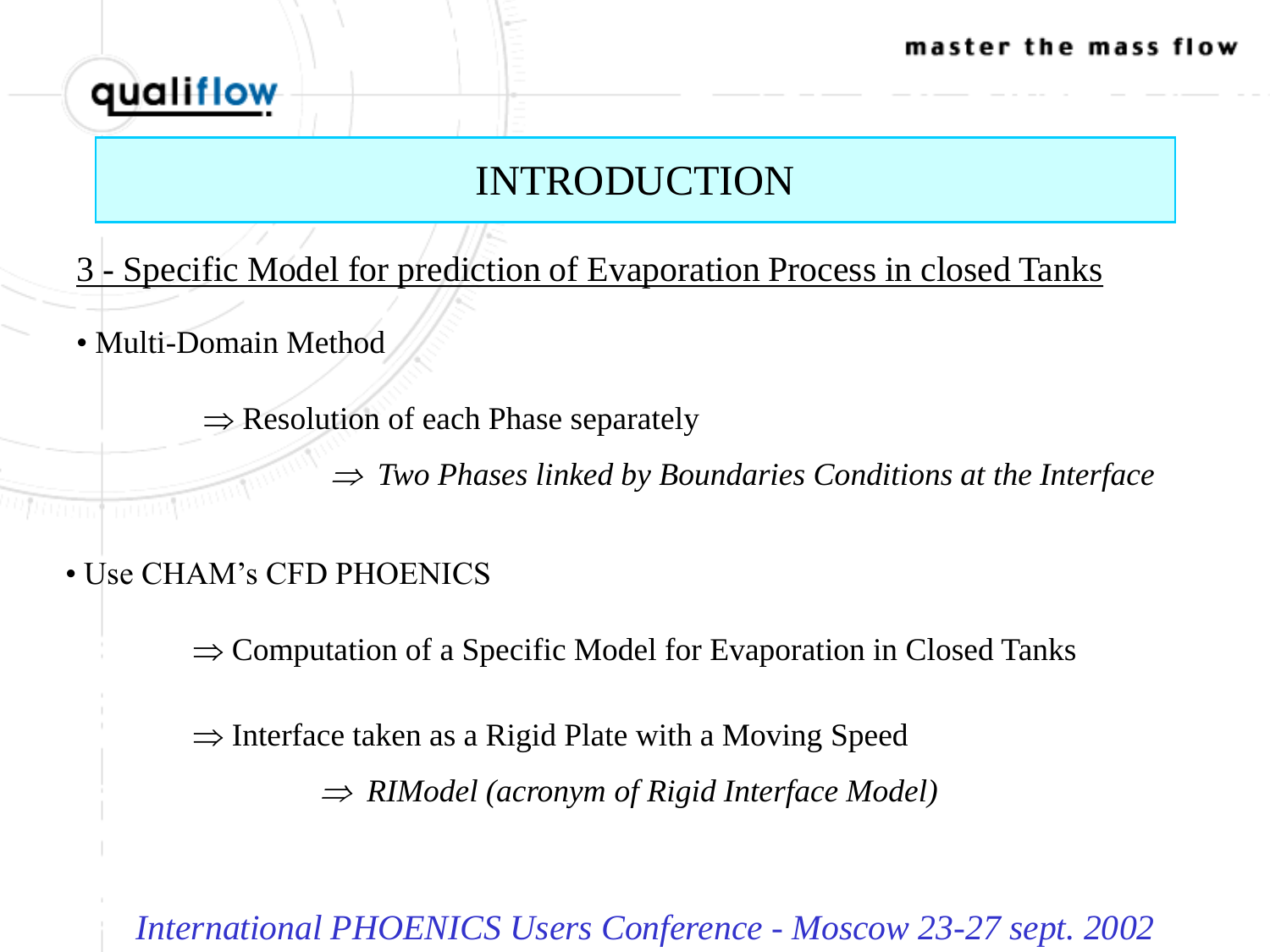# INTRODUCTION

3 - Specific Model for prediction of Evaporation Process in closed Tanks

- Multi-Domain Method

  ⇒ Resolution of each Phase separately

  ⇒ *Two Phases linked by Boundaries Conditions at the Interface*

- Use CHAM's CFD PHOENICS

  ⇒ Computation of a Specific Model for Evaporation in Closed Tanks

  ⇒ Interface taken as a Rigid Plate with a Moving Speed

  ⇒ *RIModel (acronym of Rigid Interface Model)*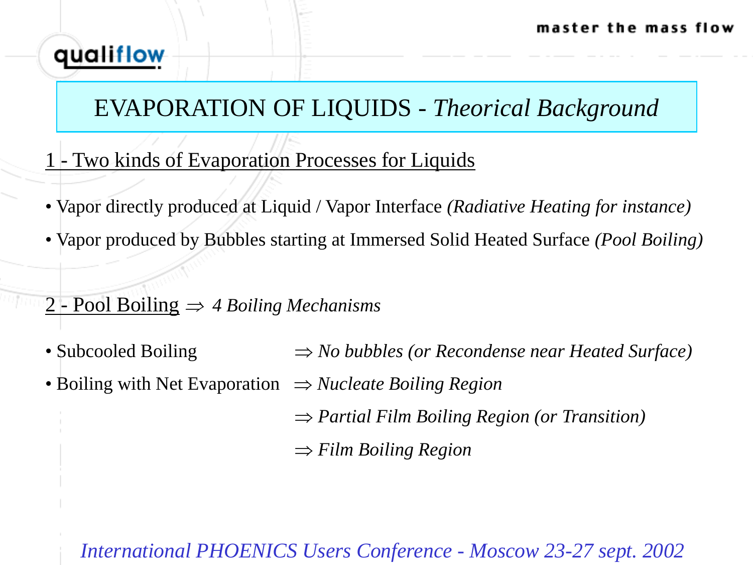# EVAPORATION OF LIQUIDS - *Theorical Background*

## 1 - Two kinds of Evaporation Processes for Liquids

- Vapor directly produced at Liquid / Vapor Interface *(Radiative Heating for instance)*
- Vapor produced by Bubbles starting at Immersed Solid Heated Surface *(Pool Boiling)*

## 2 - Pool Boiling ⇒ *4 Boiling Mechanisms*

- Subcooled Boiling ⇒ *No bubbles (or Recondense near Heated Surface)*
- Boiling with Net Evaporation ⇒ *Nucleate Boiling Region*
  - ⇒ *Partial Film Boiling Region (or Transition)*
  - ⇒ *Film Boiling Region*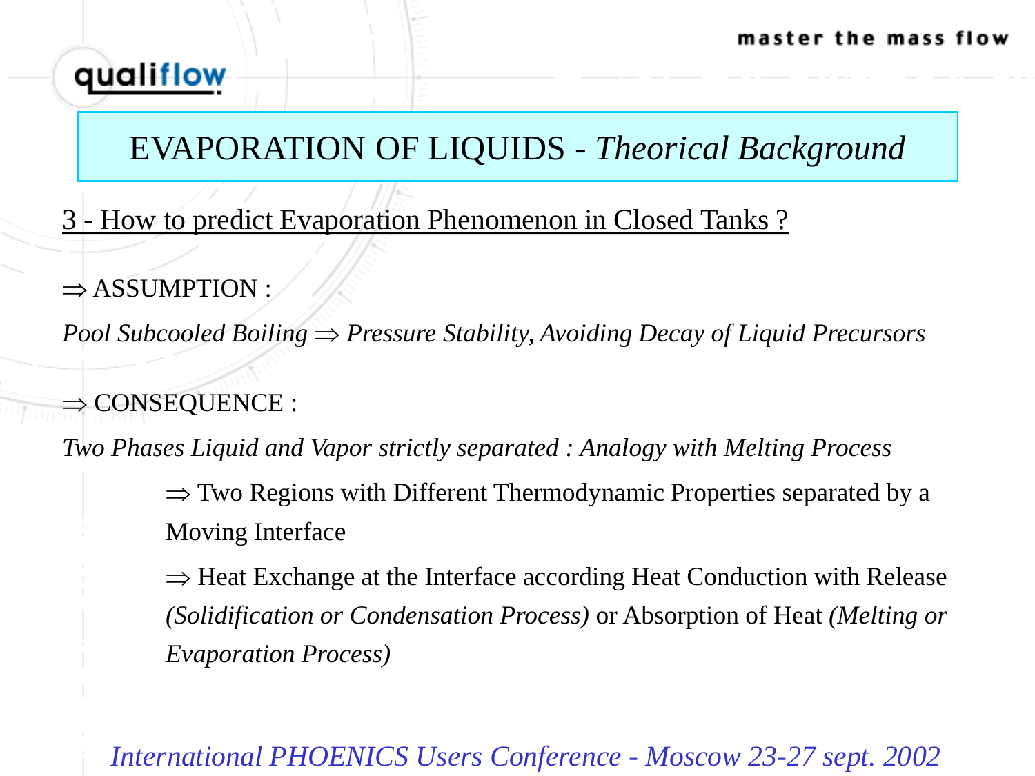# EVAPORATION OF LIQUIDS - *Theorical Background*

3 - How to predict Evaporation Phenomenon in Closed Tanks ?

⇒ ASSUMPTION :

*Pool Subcooled Boiling* ⇒ *Pressure Stability, Avoiding Decay of Liquid Precursors*

⇒ CONSEQUENCE :

*Two Phases Liquid and Vapor strictly separated : Analogy with Melting Process*

⇒ Two Regions with Different Thermodynamic Properties separated by a Moving Interface

⇒ Heat Exchange at the Interface according Heat Conduction with Release *(Solidification or Condensation Process)* or Absorption of Heat *(Melting or Evaporation Process)*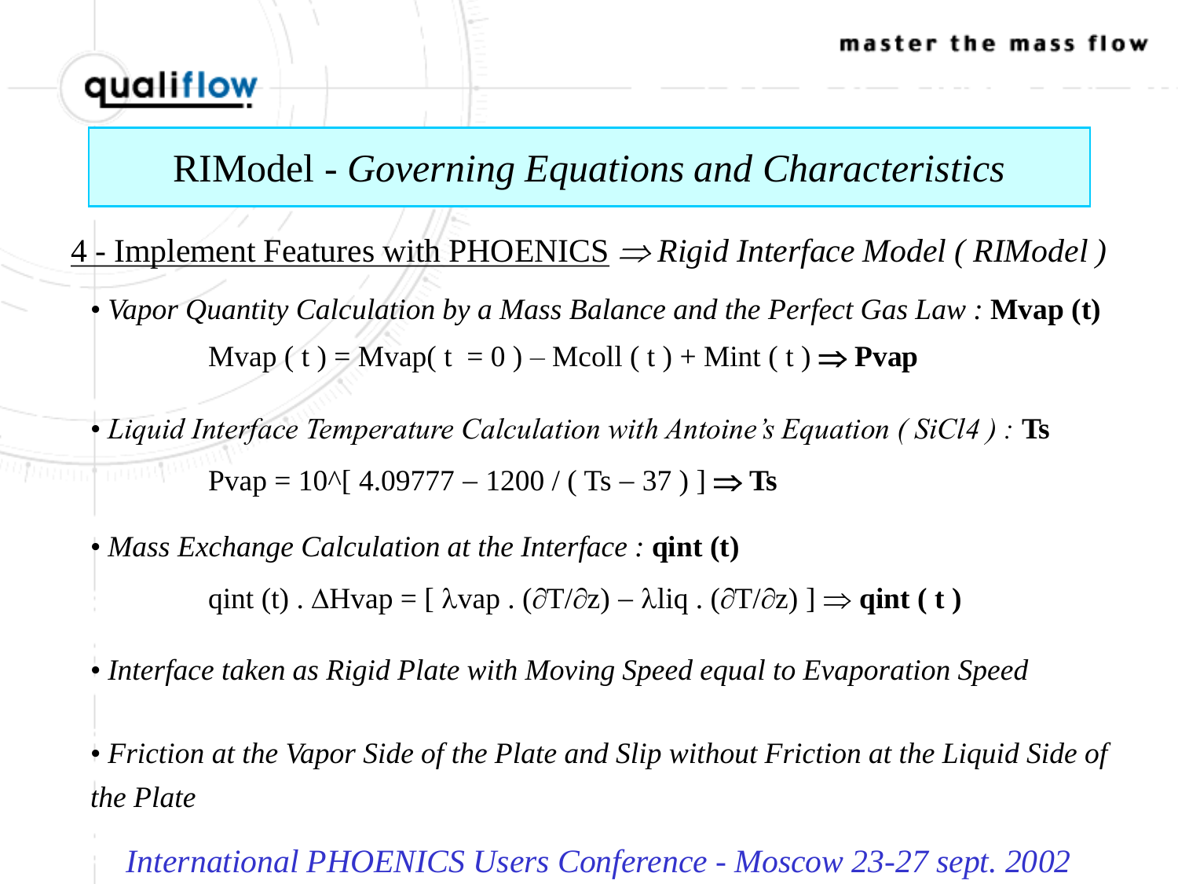# RIModel - *Governing Equations and Characteristics*

4 - Implement Features with PHOENICS $\Rightarrow$ *Rigid Interface Model ( RIModel )*

- *Vapor Quantity Calculation by a Mass Balance and the Perfect Gas Law :* **Mvap (t)**

  $$Mvap(t) = Mvap(t = 0) - Mcoll(t) + Mint(t) \Rightarrow \mathbf{Pvap}$$

- *Liquid Interface Temperature Calculation with Antoine's Equation ( $SiCl_4$ ) :* **Ts**

  $$Pvap = 10^{[4.09777 - 1200 / (Ts - 37)]} \Rightarrow \mathbf{Ts}$$

- *Mass Exchange Calculation at the Interface :* **qint (t)**

  $$qint(t) \cdot \Delta Hvap = [\lambda vap \cdot (\partial T/\partial z) - \lambda liq \cdot (\partial T/\partial z)] \Rightarrow \mathbf{qint(t)}$$

- *Interface taken as Rigid Plate with Moving Speed equal to Evaporation Speed*

- *Friction at the Vapor Side of the Plate and Slip without Friction at the Liquid Side of the Plate*

*International PHOENICS Users Conference - Moscow 23-27 sept. 2002*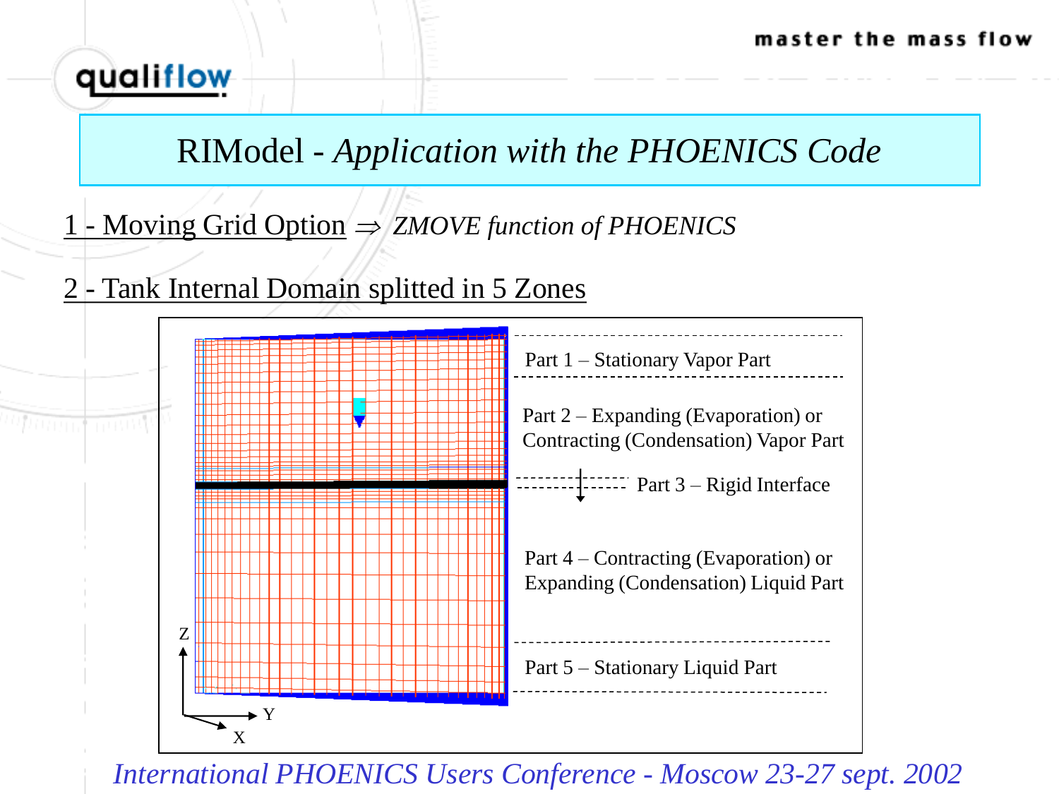# RIModel - *Application with the PHOENICS Code*

1 - Moving Grid Option $\Rightarrow$ *ZMOVE function of PHOENICS*

2 - Tank Internal Domain splitted in 5 Zones

Part 1 – Stationary Vapor Part

Part 2 – Expanding (Evaporation) or Contracting (Condensation) Vapor Part

Part 3 – Rigid Interface

Part 4 – Contracting (Evaporation) or Expanding (Condensation) Liquid Part

Part 5 – Stationary Liquid Part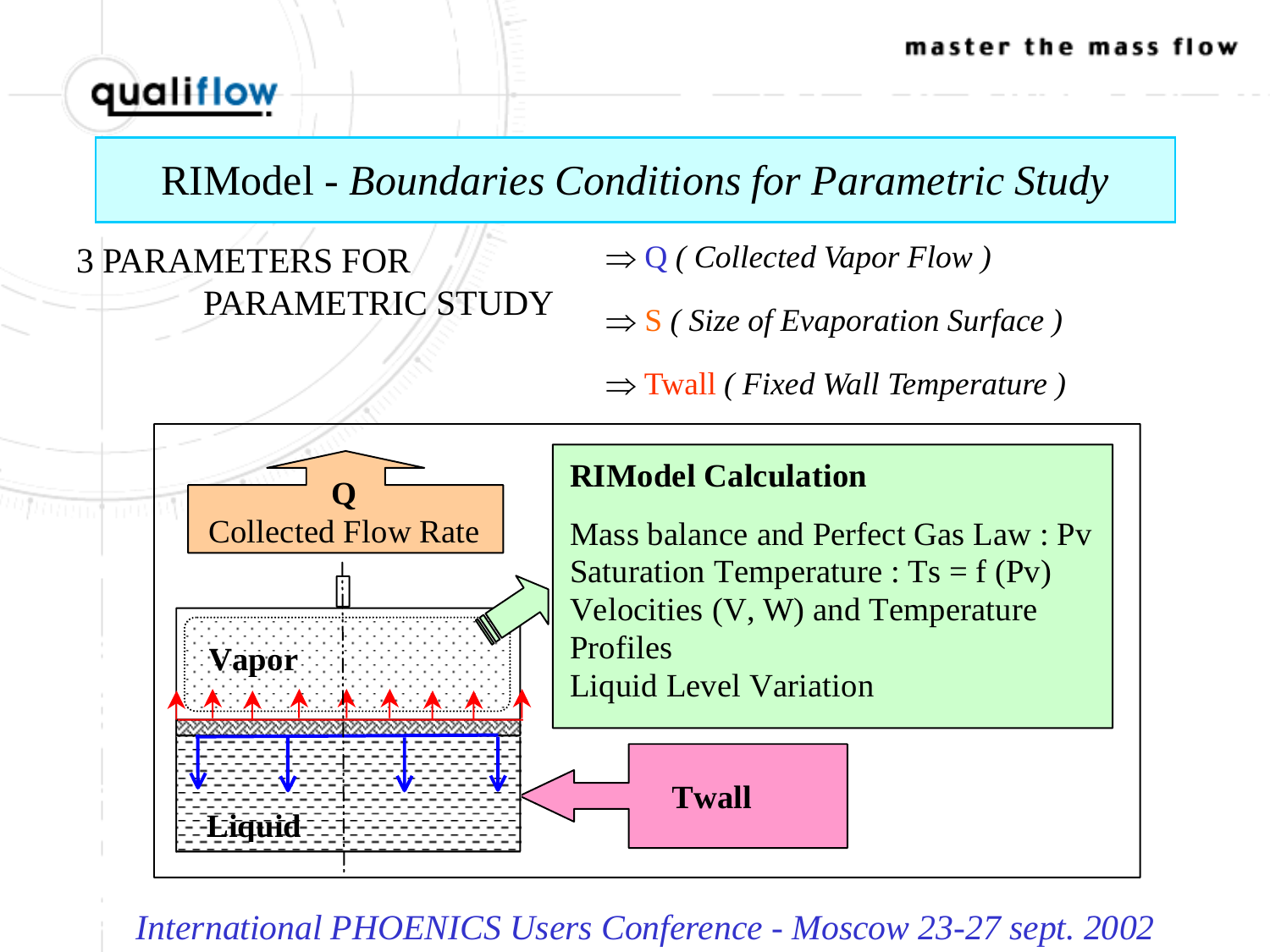# RIModel - *Boundaries Conditions for Parametric Study*

3 PARAMETERS FOR PARAMETRIC STUDY

- ⇒ Q *( Collected Vapor Flow )*
- ⇒ S *( Size of Evaporation Surface )*
- ⇒ Twall *( Fixed Wall Temperature )*

**Q**
Collected Flow Rate

**Vapor**

**Liquid**

**RIModel Calculation**

Mass balance and Perfect Gas Law : Pv
Saturation Temperature : Ts = f (Pv)
Velocities (V, W) and Temperature Profiles
Liquid Level Variation

**Twall**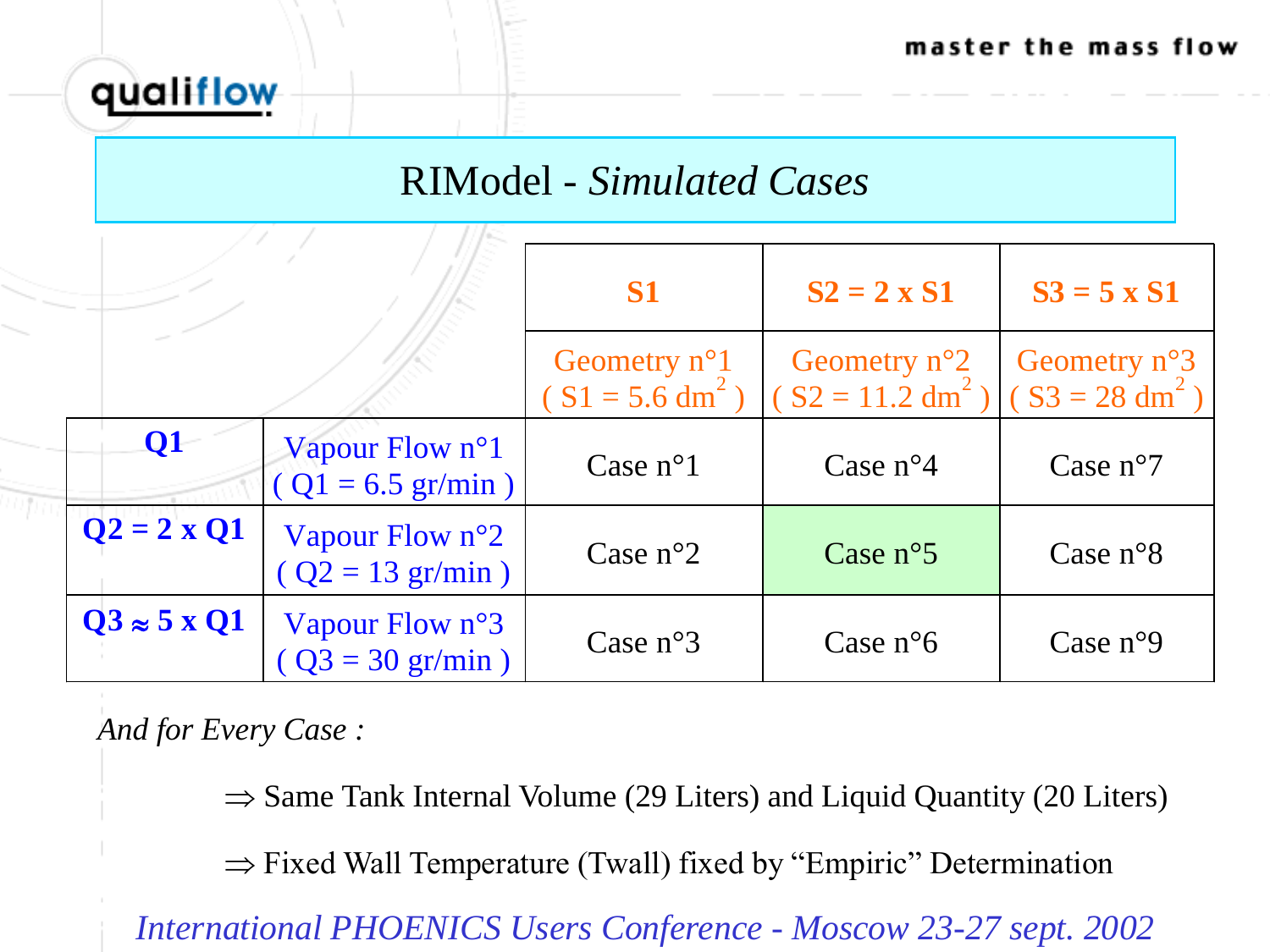# RIModel - *Simulated Cases*

| | | **S1** | **S2 = 2 x S1** | **S3 = 5 x S1** |
|---|---|---|---|---|
| | | Geometry n°1 ( S1 = 5.6 $dm^2$ ) | Geometry n°2 ( S2 = 11.2 $dm^2$ ) | Geometry n°3 ( S3 = 28 $dm^2$ ) |
| **Q1** | Vapour Flow n°1 ( Q1 = 6.5 gr/min ) | Case n°1 | Case n°4 | Case n°7 |
| **Q2 = 2 x Q1** | Vapour Flow n°2 ( Q2 = 13 gr/min ) | Case n°2 | Case n°5 | Case n°8 |
| **Q3 ≈ 5 x Q1** | Vapour Flow n°3 ( Q3 = 30 gr/min ) | Case n°3 | Case n°6 | Case n°9 |

*And for Every Case :*

⇒ Same Tank Internal Volume (29 Liters) and Liquid Quantity (20 Liters)

⇒ Fixed Wall Temperature (Twall) fixed by “Empiric” Determination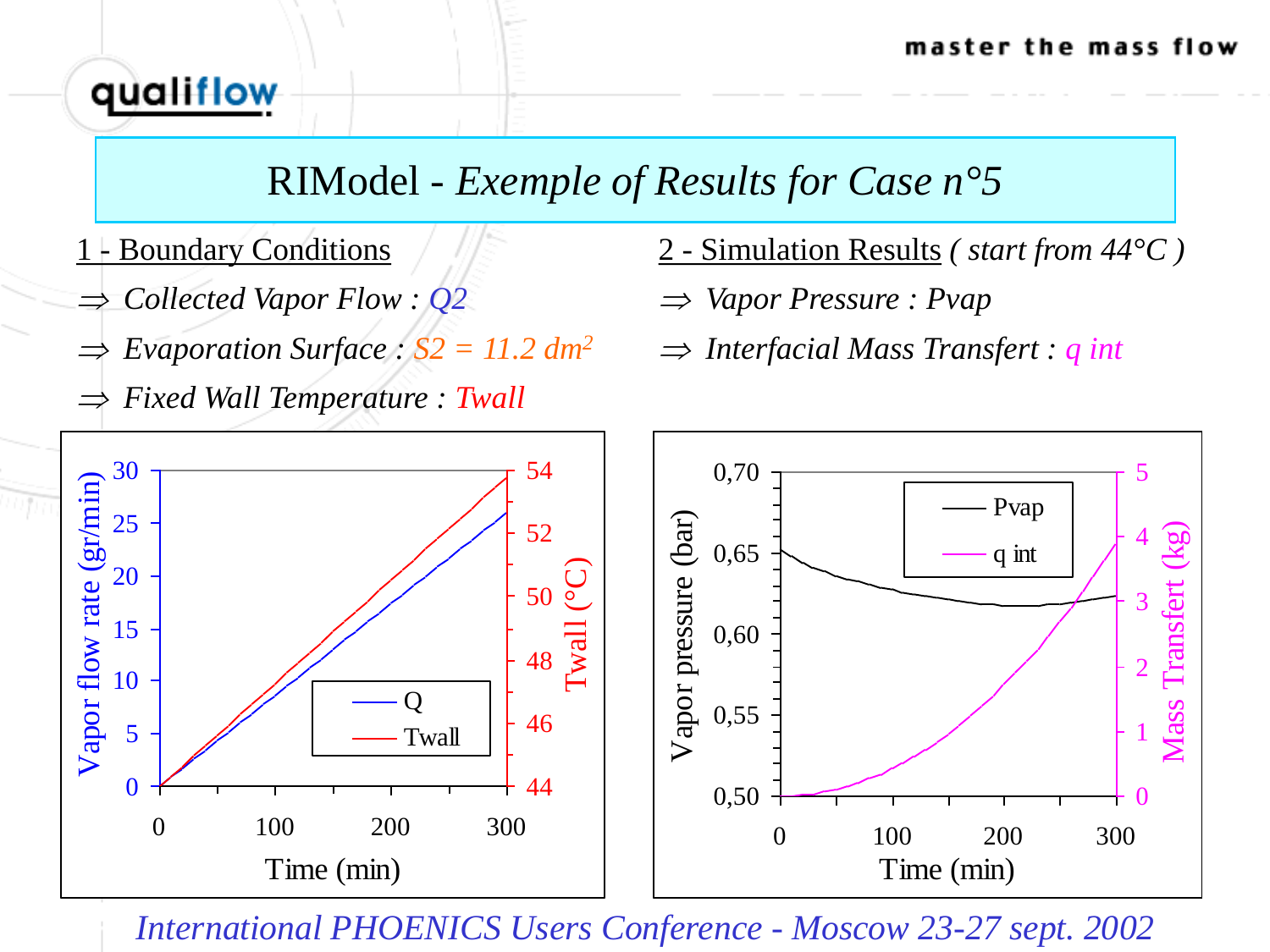# RIModel - *Exemple of Results for Case n°5*

**1 - Boundary Conditions**

- ⇒ *Collected Vapor Flow : Q2*
- ⇒ *Evaporation Surface : S2 = 11.2 dm²*
- ⇒ *Fixed Wall Temperature : Twall*

**2 - Simulation Results** *( start from 44°C )*

- ⇒ *Vapor Pressure : Pvap*
- ⇒ *Interfacial Mass Transfert : q int*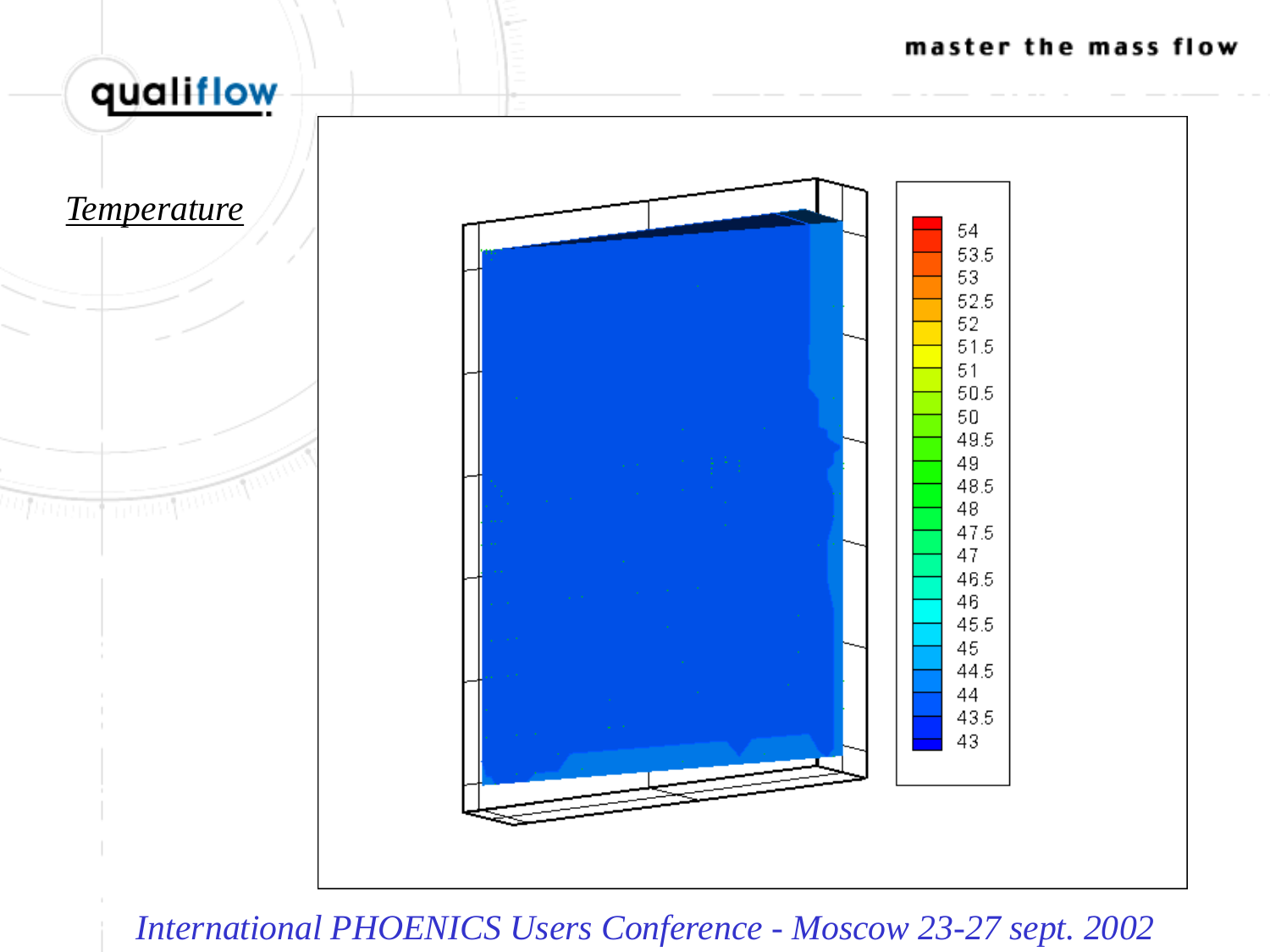*Temperature*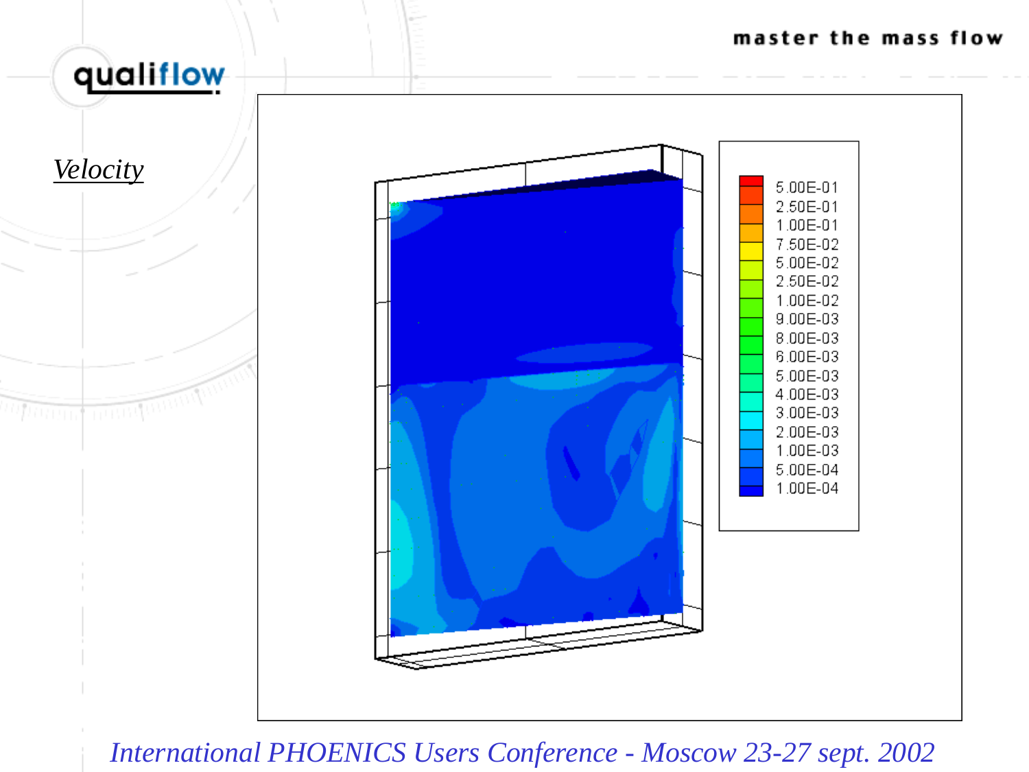*Velocity*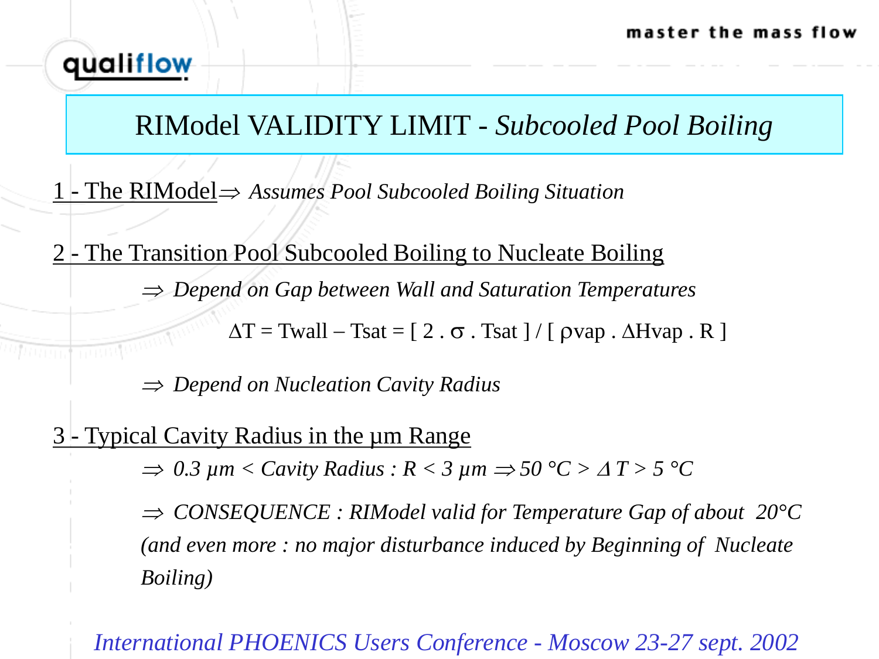# RIModel VALIDITY LIMIT - *Subcooled Pool Boiling*

1 - The RIModel ⇒ *Assumes Pool Subcooled Boiling Situation*

2 - The Transition Pool Subcooled Boiling to Nucleate Boiling

⇒ *Depend on Gap between Wall and Saturation Temperatures*

$$\Delta T = T_{wall} - T_{sat} = [\, 2 \cdot \sigma \cdot T_{sat} \,] \,/\, [\, \rho_{vap} \cdot \Delta H_{vap} \cdot R \,]$$

⇒ *Depend on Nucleation Cavity Radius*

3 - Typical Cavity Radius in the µm Range

⇒ *0.3 µm < Cavity Radius : R < 3 µm ⇒ 50 °C > $\Delta T$ > 5 °C*

⇒ *CONSEQUENCE : RIModel valid for Temperature Gap of about 20°C (and even more : no major disturbance induced by Beginning of Nucleate Boiling)*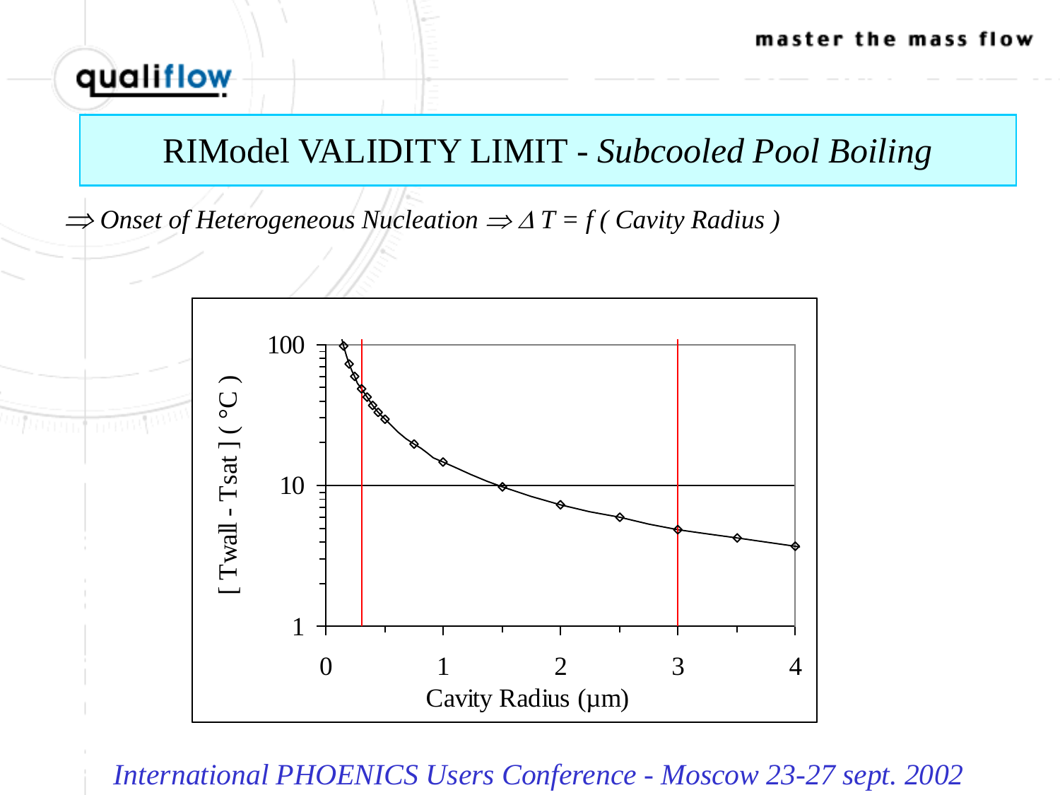# RIModel VALIDITY LIMIT - *Subcooled Pool Boiling*

$\Rightarrow$ *Onset of Heterogeneous Nucleation* $\Rightarrow$ *$\Delta T = f$ ( Cavity Radius )*

[ Twall - Tsat ] ( °C )

100

10

1

0 1 2 3 4

Cavity Radius (µm)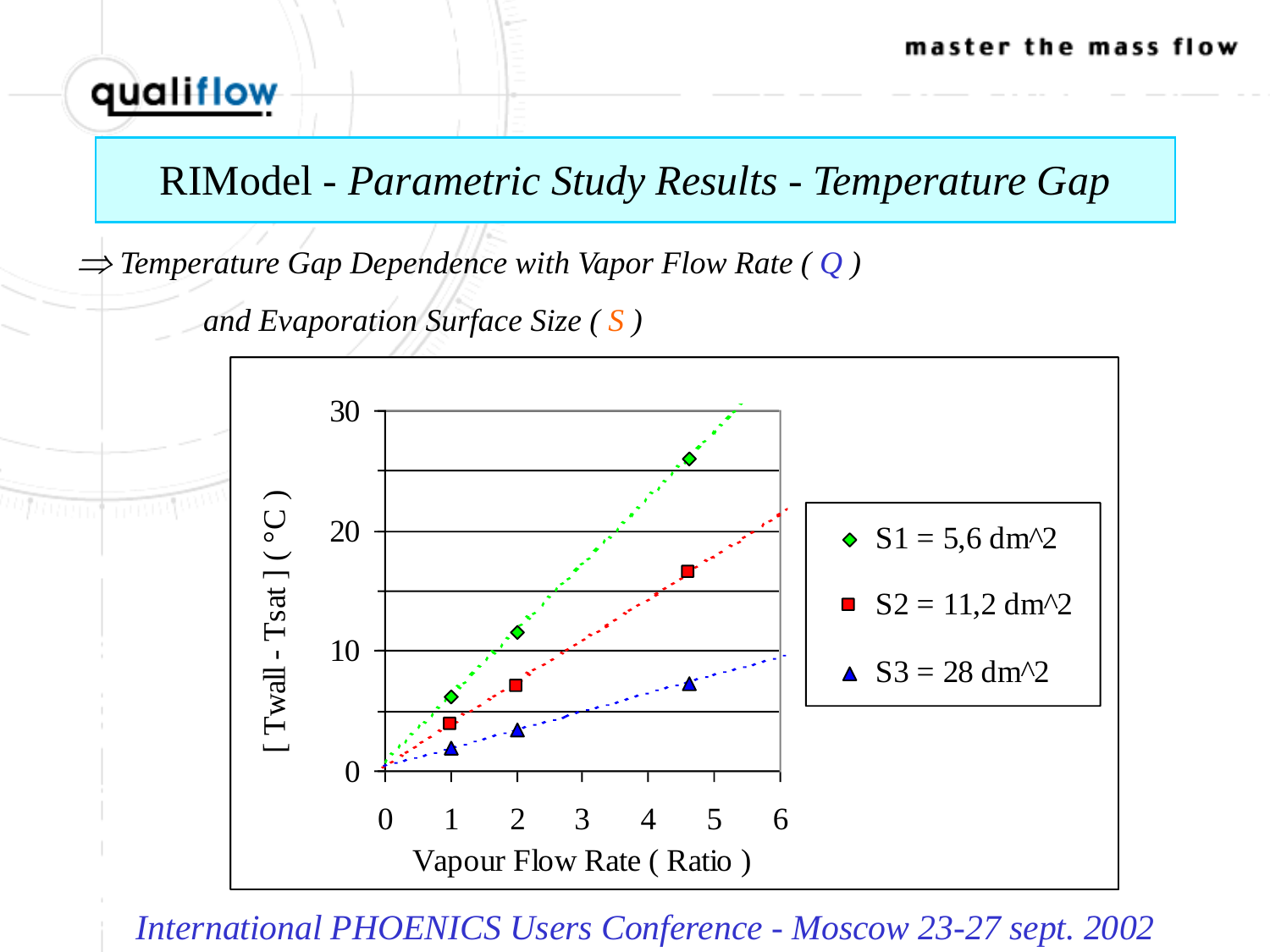# RIModel - *Parametric Study Results - Temperature Gap*

⇒ *Temperature Gap Dependence with Vapor Flow Rate ( Q )*

*and Evaporation Surface Size ( S )*

[ Twall - Tsat ] ( °C )

30

20

10

0

0 1 2 3 4 5 6

Vapour Flow Rate ( Ratio )

- S1 = 5,6 dm^2
- S2 = 11,2 dm^2
- S3 = 28 dm^2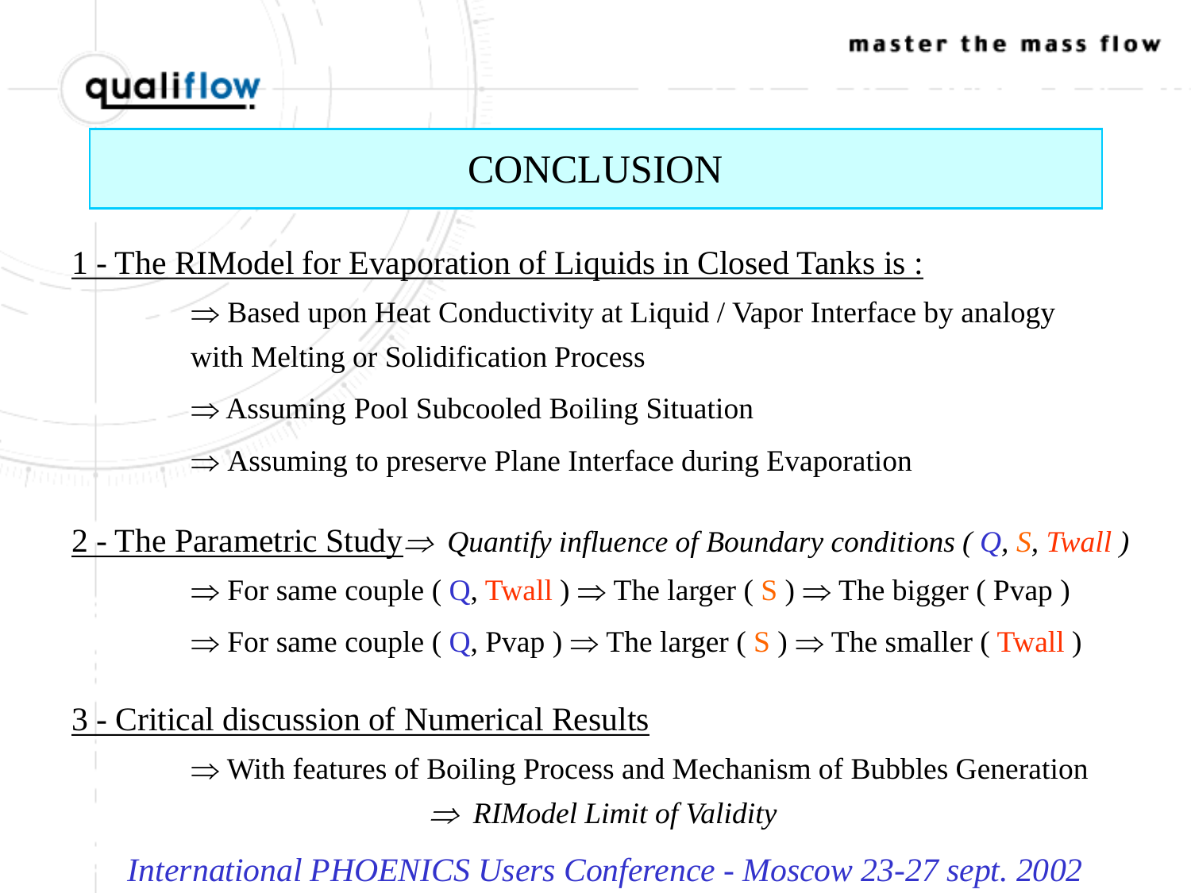# CONCLUSION

1 - The RIModel for Evaporation of Liquids in Closed Tanks is :

⇒ Based upon Heat Conductivity at Liquid / Vapor Interface by analogy with Melting or Solidification Process

⇒ Assuming Pool Subcooled Boiling Situation

⇒ Assuming to preserve Plane Interface during Evaporation

2 - The Parametric Study ⇒ *Quantify influence of Boundary conditions ( Q, S, Twall )*

⇒ For same couple ( Q, Twall ) ⇒ The larger ( S ) ⇒ The bigger ( Pvap )

⇒ For same couple ( Q, Pvap ) ⇒ The larger ( S ) ⇒ The smaller ( Twall )

3 - Critical discussion of Numerical Results

⇒ With features of Boiling Process and Mechanism of Bubbles Generation

⇒ *RIModel Limit of Validity*